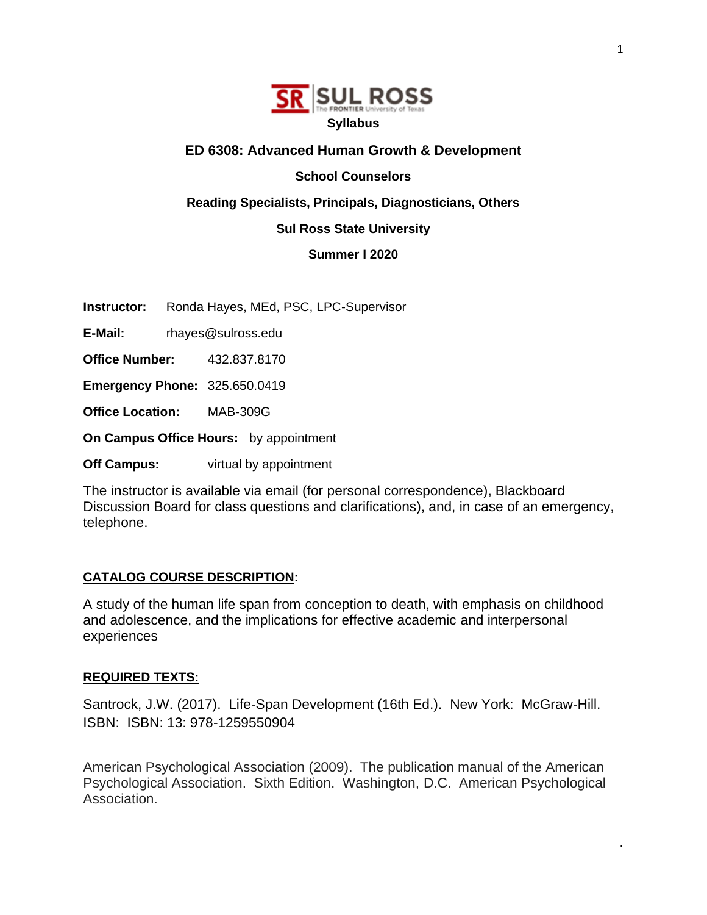**SR | SUL ROSS** The FRONTIER University of Texas

**Syllabus**

# ED 6308: Advanced Human Growth & Development

**School Counselors**

**Reading Specialists, Principals, Diagnosticians, Others**

**Sul Ross State University**

**Summer I 2020**

**Instructor:** Ronda Hayes, MEd, PSC, LPC-Supervisor

**E-Mail:** rhayes@sulross.edu

**Office Number:** 432.837.8170

**Emergency Phone:** 325.650.0419

**Office Location:** MAB-309G

**On Campus Office Hours:** by appointment

**Off Campus:** virtual by appointment

The instructor is available via email (for personal correspondence), Blackboard Discussion Board for class questions and clarifications), and, in case of an emergency, telephone.

## CATALOG COURSE DESCRIPTION:

A study of the human life span from conception to death, with emphasis on childhood and adolescence, and the implications for effective academic and interpersonal experiences

## REQUIRED TEXTS:

Santrock, J.W. (2017). Life-Span Development (16th Ed.). New York: McGraw-Hill. ISBN: ISBN: 13: 978-1259550904

American Psychological Association (2009). The publication manual of the American Psychological Association. Sixth Edition. Washington, D.C. American Psychological Association.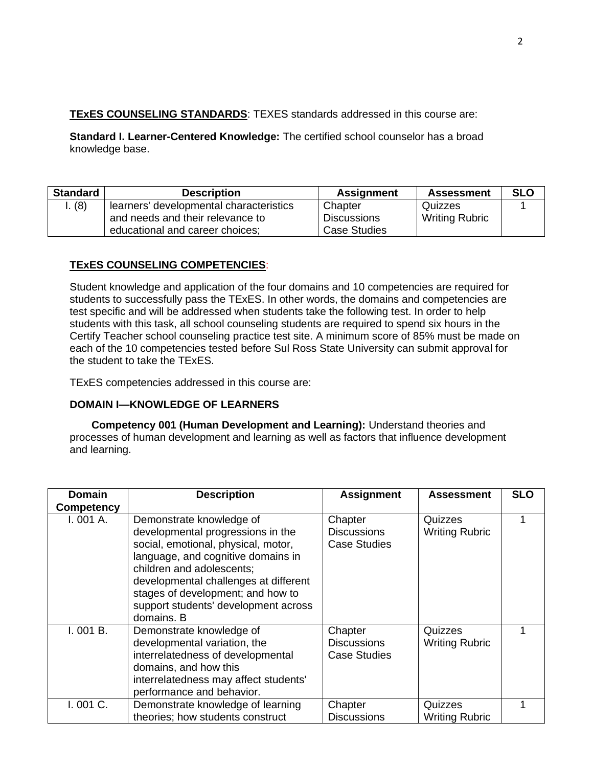**TExES COUNSELING STANDARDS**: TEXES standards addressed in this course are:

**Standard I. Learner-Centered Knowledge:** The certified school counselor has a broad knowledge base.

| Standard | Description | Assignment | Assessment | SLO |
|---|---|---|---|---|
| I. (8) | learners' developmental characteristics and needs and their relevance to educational and career choices; | Chapter Discussions Case Studies | Quizzes Writing Rubric | 1 |

**TExES COUNSELING COMPETENCIES**:

Student knowledge and application of the four domains and 10 competencies are required for students to successfully pass the TExES. In other words, the domains and competencies are test specific and will be addressed when students take the following test. In order to help students with this task, all school counseling students are required to spend six hours in the Certify Teacher school counseling practice test site. A minimum score of 85% must be made on each of the 10 competencies tested before Sul Ross State University can submit approval for the student to take the TExES.

TExES competencies addressed in this course are:

**DOMAIN I—KNOWLEDGE OF LEARNERS**

**Competency 001 (Human Development and Learning):** Understand theories and processes of human development and learning as well as factors that influence development and learning.

| Domain Competency | Description | Assignment | Assessment | SLO |
|---|---|---|---|---|
| I. 001 A. | Demonstrate knowledge of developmental progressions in the social, emotional, physical, motor, language, and cognitive domains in children and adolescents; developmental challenges at different stages of development; and how to support students' development across domains. B | Chapter Discussions Case Studies | Quizzes Writing Rubric | 1 |
| I. 001 B. | Demonstrate knowledge of developmental variation, the interrelatedness of developmental domains, and how this interrelatedness may affect students' performance and behavior. | Chapter Discussions Case Studies | Quizzes Writing Rubric | 1 |
| I. 001 C. | Demonstrate knowledge of learning theories; how students construct | Chapter Discussions | Quizzes Writing Rubric | 1 |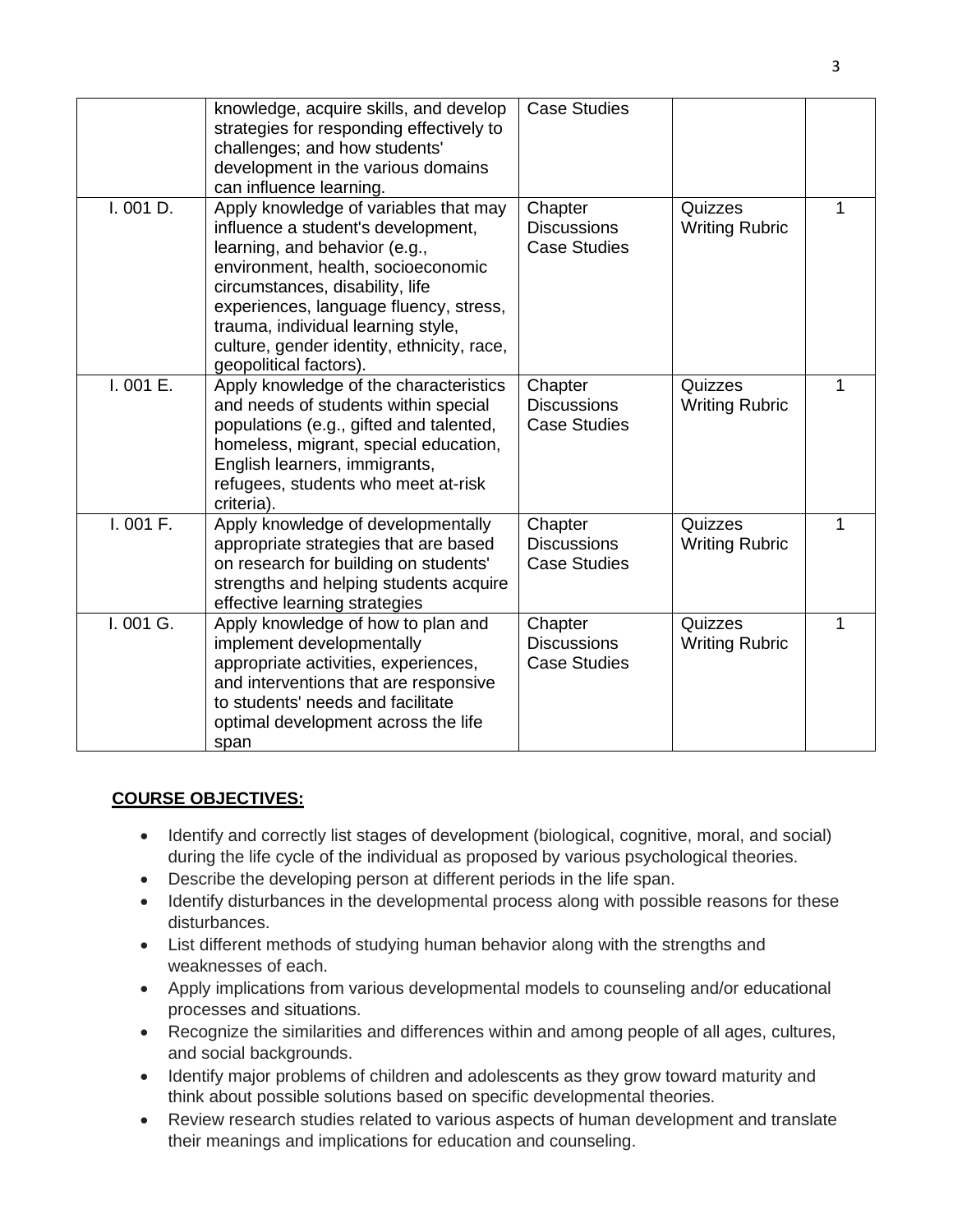| | | | | |
|---|---|---|---|---|
| | knowledge, acquire skills, and develop strategies for responding effectively to challenges; and how students' development in the various domains can influence learning. | Case Studies | | |
| I. 001 D. | Apply knowledge of variables that may influence a student's development, learning, and behavior (e.g., environment, health, socioeconomic circumstances, disability, life experiences, language fluency, stress, trauma, individual learning style, culture, gender identity, ethnicity, race, geopolitical factors). | Chapter Discussions Case Studies | Quizzes Writing Rubric | 1 |
| I. 001 E. | Apply knowledge of the characteristics and needs of students within special populations (e.g., gifted and talented, homeless, migrant, special education, English learners, immigrants, refugees, students who meet at-risk criteria). | Chapter Discussions Case Studies | Quizzes Writing Rubric | 1 |
| I. 001 F. | Apply knowledge of developmentally appropriate strategies that are based on research for building on students' strengths and helping students acquire effective learning strategies | Chapter Discussions Case Studies | Quizzes Writing Rubric | 1 |
| I. 001 G. | Apply knowledge of how to plan and implement developmentally appropriate activities, experiences, and interventions that are responsive to students' needs and facilitate optimal development across the life span | Chapter Discussions Case Studies | Quizzes Writing Rubric | 1 |

**COURSE OBJECTIVES:**

- Identify and correctly list stages of development (biological, cognitive, moral, and social) during the life cycle of the individual as proposed by various psychological theories.
- Describe the developing person at different periods in the life span.
- Identify disturbances in the developmental process along with possible reasons for these disturbances.
- List different methods of studying human behavior along with the strengths and weaknesses of each.
- Apply implications from various developmental models to counseling and/or educational processes and situations.
- Recognize the similarities and differences within and among people of all ages, cultures, and social backgrounds.
- Identify major problems of children and adolescents as they grow toward maturity and think about possible solutions based on specific developmental theories.
- Review research studies related to various aspects of human development and translate their meanings and implications for education and counseling.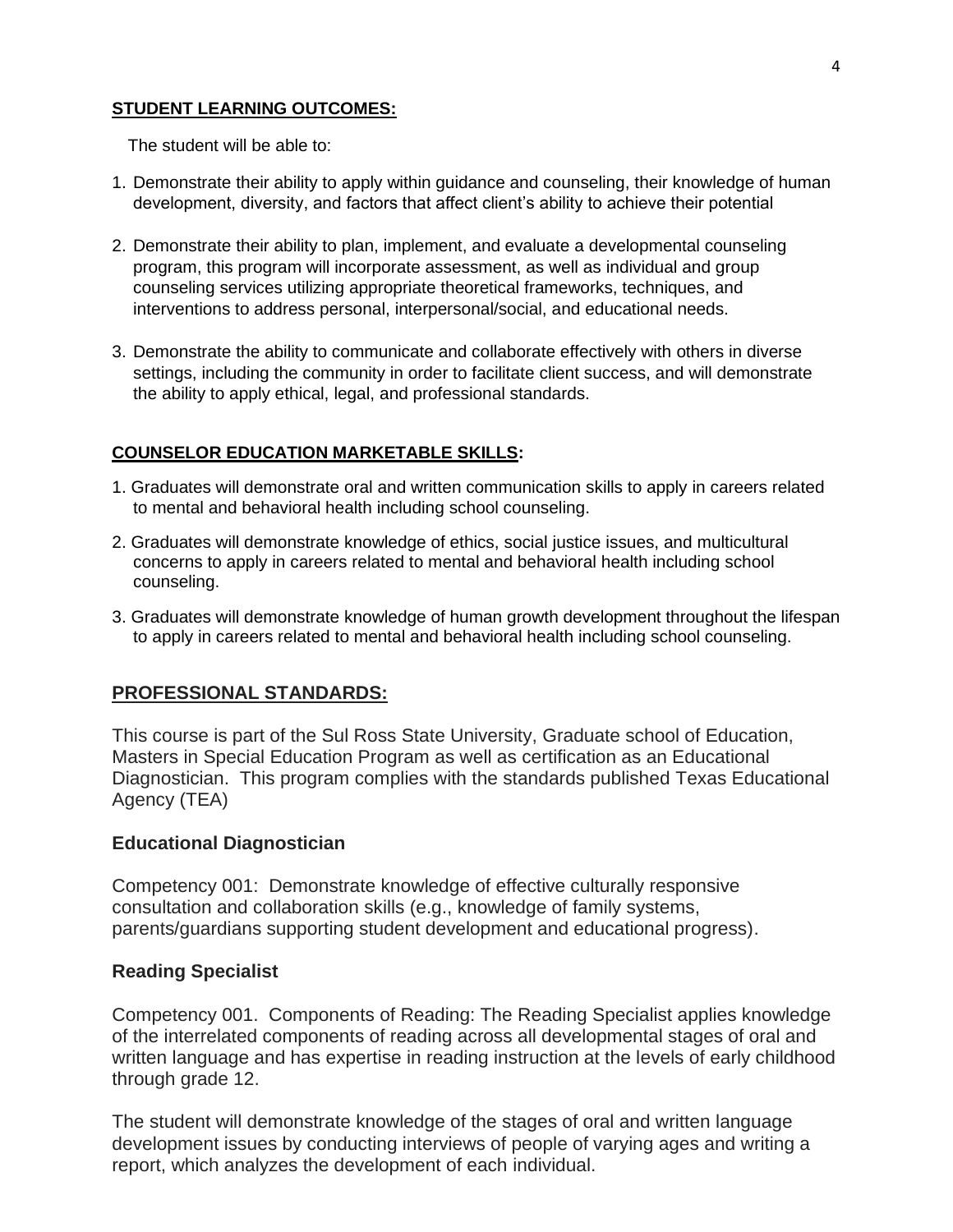## STUDENT LEARNING OUTCOMES:

The student will be able to:

1. Demonstrate their ability to apply within guidance and counseling, their knowledge of human development, diversity, and factors that affect client's ability to achieve their potential
2. Demonstrate their ability to plan, implement, and evaluate a developmental counseling program, this program will incorporate assessment, as well as individual and group counseling services utilizing appropriate theoretical frameworks, techniques, and interventions to address personal, interpersonal/social, and educational needs.
3. Demonstrate the ability to communicate and collaborate effectively with others in diverse settings, including the community in order to facilitate client success, and will demonstrate the ability to apply ethical, legal, and professional standards.

## COUNSELOR EDUCATION MARKETABLE SKILLS:

1. Graduates will demonstrate oral and written communication skills to apply in careers related to mental and behavioral health including school counseling.
2. Graduates will demonstrate knowledge of ethics, social justice issues, and multicultural concerns to apply in careers related to mental and behavioral health including school counseling.
3. Graduates will demonstrate knowledge of human growth development throughout the lifespan to apply in careers related to mental and behavioral health including school counseling.

## PROFESSIONAL STANDARDS:

This course is part of the Sul Ross State University, Graduate school of Education, Masters in Special Education Program as well as certification as an Educational Diagnostician. This program complies with the standards published Texas Educational Agency (TEA)

### Educational Diagnostician

Competency 001: Demonstrate knowledge of effective culturally responsive consultation and collaboration skills (e.g., knowledge of family systems, parents/guardians supporting student development and educational progress).

### Reading Specialist

Competency 001. Components of Reading: The Reading Specialist applies knowledge of the interrelated components of reading across all developmental stages of oral and written language and has expertise in reading instruction at the levels of early childhood through grade 12.

The student will demonstrate knowledge of the stages of oral and written language development issues by conducting interviews of people of varying ages and writing a report, which analyzes the development of each individual.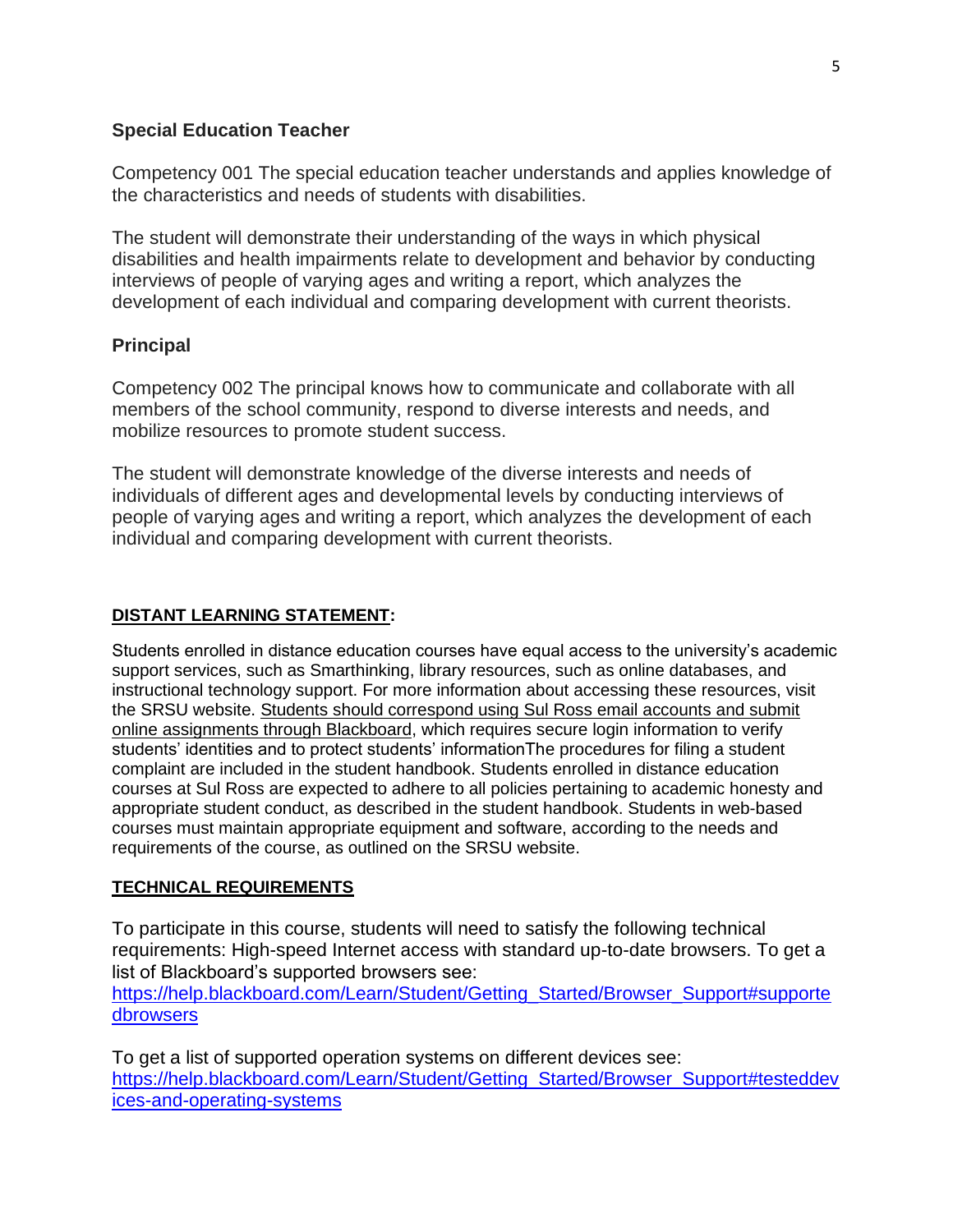**Special Education Teacher**

Competency 001 The special education teacher understands and applies knowledge of the characteristics and needs of students with disabilities.

The student will demonstrate their understanding of the ways in which physical disabilities and health impairments relate to development and behavior by conducting interviews of people of varying ages and writing a report, which analyzes the development of each individual and comparing development with current theorists.

**Principal**

Competency 002 The principal knows how to communicate and collaborate with all members of the school community, respond to diverse interests and needs, and mobilize resources to promote student success.

The student will demonstrate knowledge of the diverse interests and needs of individuals of different ages and developmental levels by conducting interviews of people of varying ages and writing a report, which analyzes the development of each individual and comparing development with current theorists.

**DISTANT LEARNING STATEMENT:**

Students enrolled in distance education courses have equal access to the university's academic support services, such as Smarthinking, library resources, such as online databases, and instructional technology support. For more information about accessing these resources, visit the SRSU website. Students should correspond using Sul Ross email accounts and submit online assignments through Blackboard, which requires secure login information to verify students' identities and to protect students' informationThe procedures for filing a student complaint are included in the student handbook. Students enrolled in distance education courses at Sul Ross are expected to adhere to all policies pertaining to academic honesty and appropriate student conduct, as described in the student handbook. Students in web-based courses must maintain appropriate equipment and software, according to the needs and requirements of the course, as outlined on the SRSU website.

**TECHNICAL REQUIREMENTS**

To participate in this course, students will need to satisfy the following technical requirements: High-speed Internet access with standard up-to-date browsers. To get a list of Blackboard's supported browsers see:
https://help.blackboard.com/Learn/Student/Getting_Started/Browser_Support#supportedbrowsers

To get a list of supported operation systems on different devices see:
https://help.blackboard.com/Learn/Student/Getting_Started/Browser_Support#testeddevices-and-operating-systems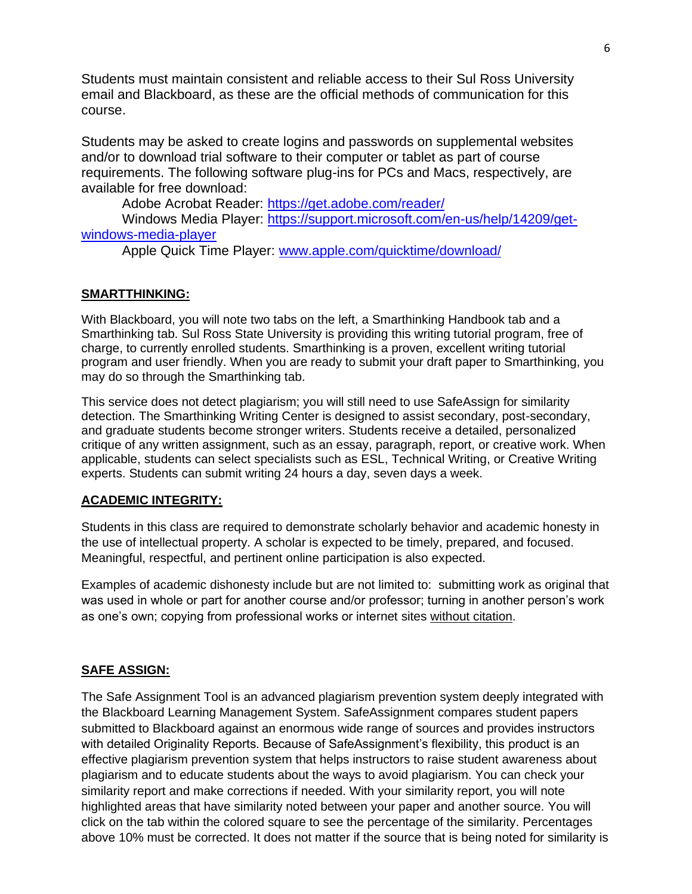Students must maintain consistent and reliable access to their Sul Ross University email and Blackboard, as these are the official methods of communication for this course.

Students may be asked to create logins and passwords on supplemental websites and/or to download trial software to their computer or tablet as part of course requirements. The following software plug-ins for PCs and Macs, respectively, are available for free download:

Adobe Acrobat Reader: [https://get.adobe.com/reader/](https://get.adobe.com/reader/)

Windows Media Player: [https://support.microsoft.com/en-us/help/14209/get-windows-media-player](https://support.microsoft.com/en-us/help/14209/get-windows-media-player)

Apple Quick Time Player: [www.apple.com/quicktime/download/](www.apple.com/quicktime/download/)

**SMARTTHINKING:**

With Blackboard, you will note two tabs on the left, a Smarthinking Handbook tab and a Smarthinking tab. Sul Ross State University is providing this writing tutorial program, free of charge, to currently enrolled students. Smarthinking is a proven, excellent writing tutorial program and user friendly. When you are ready to submit your draft paper to Smarthinking, you may do so through the Smarthinking tab.

This service does not detect plagiarism; you will still need to use SafeAssign for similarity detection. The Smarthinking Writing Center is designed to assist secondary, post-secondary, and graduate students become stronger writers. Students receive a detailed, personalized critique of any written assignment, such as an essay, paragraph, report, or creative work. When applicable, students can select specialists such as ESL, Technical Writing, or Creative Writing experts. Students can submit writing 24 hours a day, seven days a week.

**ACADEMIC INTEGRITY:**

Students in this class are required to demonstrate scholarly behavior and academic honesty in the use of intellectual property. A scholar is expected to be timely, prepared, and focused. Meaningful, respectful, and pertinent online participation is also expected.

Examples of academic dishonesty include but are not limited to: submitting work as original that was used in whole or part for another course and/or professor; turning in another person's work as one's own; copying from professional works or internet sites without citation.

**SAFE ASSIGN:**

The Safe Assignment Tool is an advanced plagiarism prevention system deeply integrated with the Blackboard Learning Management System. SafeAssignment compares student papers submitted to Blackboard against an enormous wide range of sources and provides instructors with detailed Originality Reports. Because of SafeAssignment's flexibility, this product is an effective plagiarism prevention system that helps instructors to raise student awareness about plagiarism and to educate students about the ways to avoid plagiarism. You can check your similarity report and make corrections if needed. With your similarity report, you will note highlighted areas that have similarity noted between your paper and another source. You will click on the tab within the colored square to see the percentage of the similarity. Percentages above 10% must be corrected. It does not matter if the source that is being noted for similarity is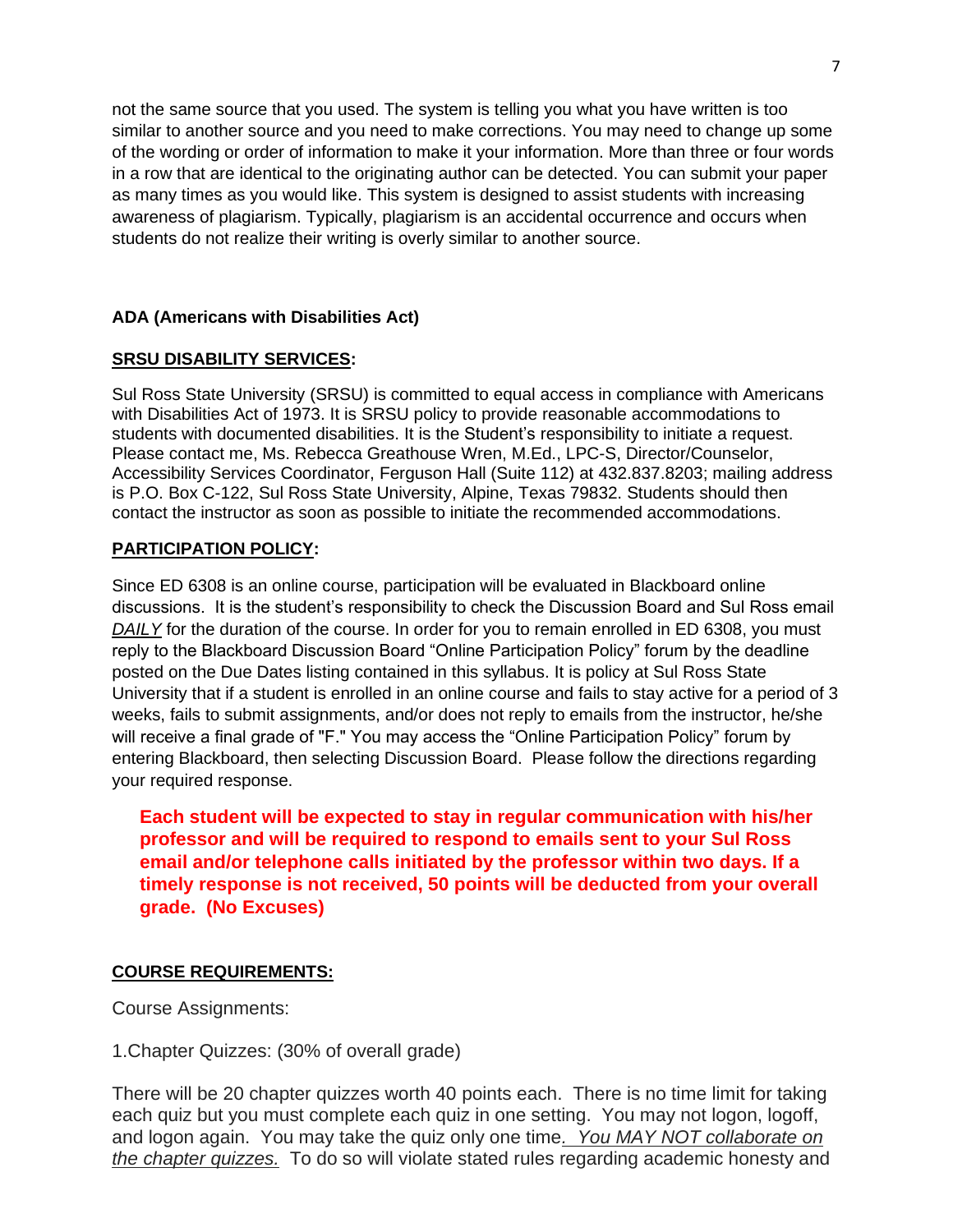not the same source that you used. The system is telling you what you have written is too similar to another source and you need to make corrections. You may need to change up some of the wording or order of information to make it your information. More than three or four words in a row that are identical to the originating author can be detected. You can submit your paper as many times as you would like. This system is designed to assist students with increasing awareness of plagiarism. Typically, plagiarism is an accidental occurrence and occurs when students do not realize their writing is overly similar to another source.

**ADA (Americans with Disabilities Act)**

**SRSU DISABILITY SERVICES:**

Sul Ross State University (SRSU) is committed to equal access in compliance with Americans with Disabilities Act of 1973. It is SRSU policy to provide reasonable accommodations to students with documented disabilities. It is the Student's responsibility to initiate a request. Please contact me, Ms. Rebecca Greathouse Wren, M.Ed., LPC-S, Director/Counselor, Accessibility Services Coordinator, Ferguson Hall (Suite 112) at 432.837.8203; mailing address is P.O. Box C-122, Sul Ross State University, Alpine, Texas 79832. Students should then contact the instructor as soon as possible to initiate the recommended accommodations.

**PARTICIPATION POLICY:**

Since ED 6308 is an online course, participation will be evaluated in Blackboard online discussions. It is the student's responsibility to check the Discussion Board and Sul Ross email ***DAILY*** for the duration of the course. In order for you to remain enrolled in ED 6308, you must reply to the Blackboard Discussion Board "Online Participation Policy" forum by the deadline posted on the Due Dates listing contained in this syllabus. It is policy at Sul Ross State University that if a student is enrolled in an online course and fails to stay active for a period of 3 weeks, fails to submit assignments, and/or does not reply to emails from the instructor, he/she will receive a final grade of "F." You may access the "Online Participation Policy" forum by entering Blackboard, then selecting Discussion Board. Please follow the directions regarding your required response.

> **Each student will be expected to stay in regular communication with his/her professor and will be required to respond to emails sent to your Sul Ross email and/or telephone calls initiated by the professor within two days. If a timely response is not received, 50 points will be deducted from your overall grade. (No Excuses)**

**COURSE REQUIREMENTS:**

Course Assignments:

1.Chapter Quizzes: (30% of overall grade)

There will be 20 chapter quizzes worth 40 points each. There is no time limit for taking each quiz but you must complete each quiz in one setting. You may not logon, logoff, and logon again. You may take the quiz only one time. *You MAY NOT collaborate on the chapter quizzes.* To do so will violate stated rules regarding academic honesty and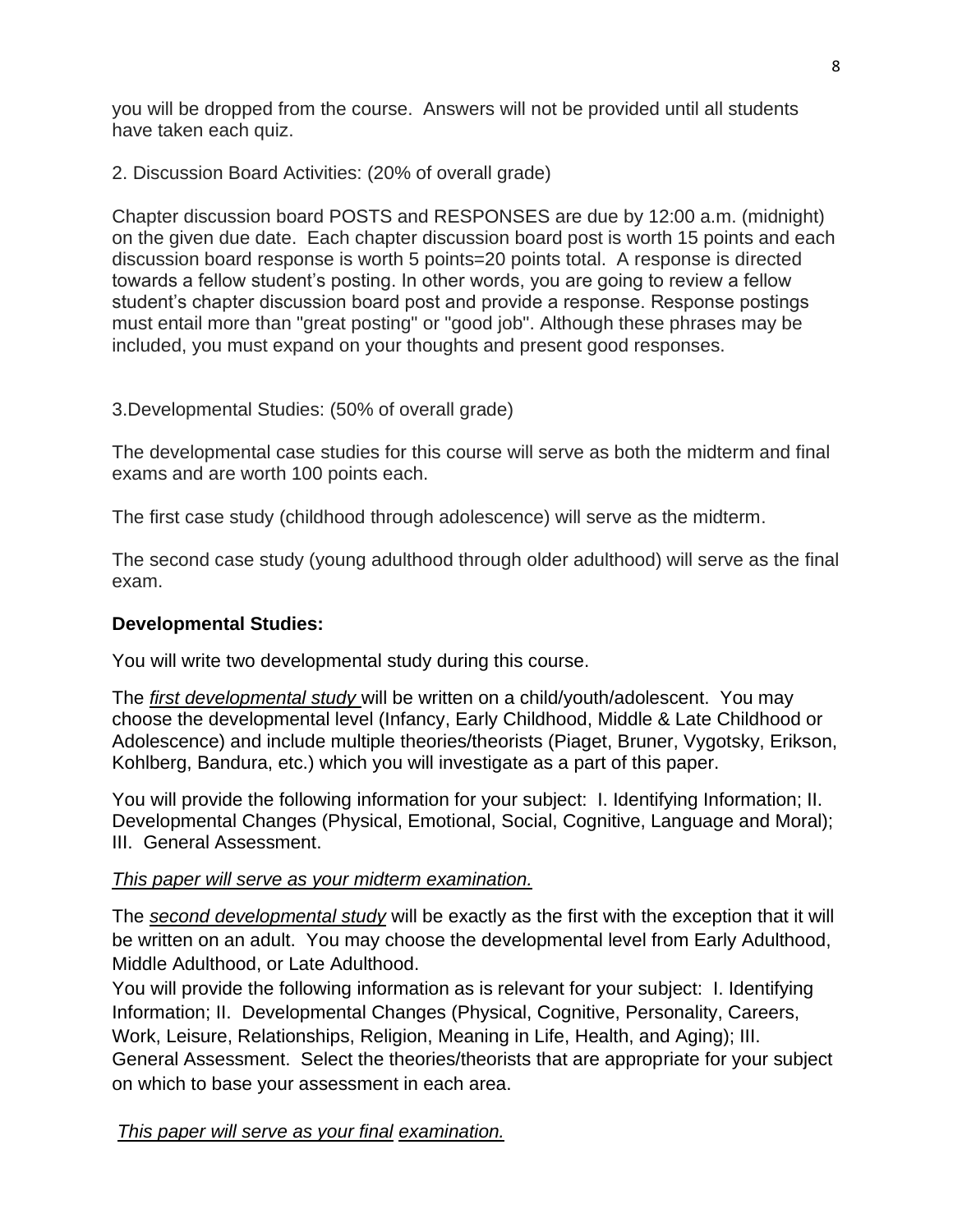you will be dropped from the course. Answers will not be provided until all students have taken each quiz.

2. Discussion Board Activities: (20% of overall grade)

Chapter discussion board POSTS and RESPONSES are due by 12:00 a.m. (midnight) on the given due date. Each chapter discussion board post is worth 15 points and each discussion board response is worth 5 points=20 points total. A response is directed towards a fellow student's posting. In other words, you are going to review a fellow student's chapter discussion board post and provide a response. Response postings must entail more than "great posting" or "good job". Although these phrases may be included, you must expand on your thoughts and present good responses.

3.Developmental Studies: (50% of overall grade)

The developmental case studies for this course will serve as both the midterm and final exams and are worth 100 points each.

The first case study (childhood through adolescence) will serve as the midterm.

The second case study (young adulthood through older adulthood) will serve as the final exam.

**Developmental Studies:**

You will write two developmental study during this course.

The ***first developmental study*** will be written on a child/youth/adolescent. You may choose the developmental level (Infancy, Early Childhood, Middle & Late Childhood or Adolescence) and include multiple theories/theorists (Piaget, Bruner, Vygotsky, Erikson, Kohlberg, Bandura, etc.) which you will investigate as a part of this paper.

You will provide the following information for your subject: I. Identifying Information; II. Developmental Changes (Physical, Emotional, Social, Cognitive, Language and Moral); III. General Assessment.

*This paper will serve as your midterm examination.*

The ***second developmental study*** will be exactly as the first with the exception that it will be written on an adult. You may choose the developmental level from Early Adulthood, Middle Adulthood, or Late Adulthood.

You will provide the following information as is relevant for your subject: I. Identifying Information; II. Developmental Changes (Physical, Cognitive, Personality, Careers, Work, Leisure, Relationships, Religion, Meaning in Life, Health, and Aging); III. General Assessment. Select the theories/theorists that are appropriate for your subject on which to base your assessment in each area.

*This paper will serve as your final examination.*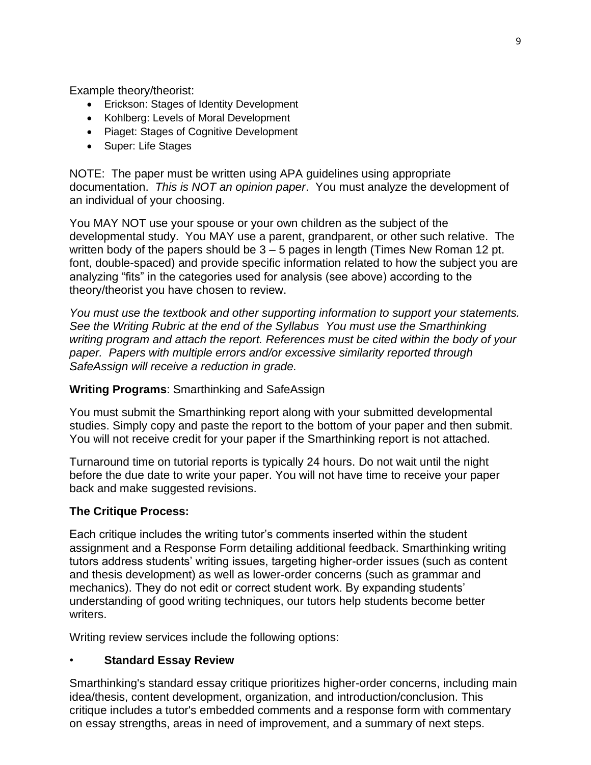Example theory/theorist:

- Erickson: Stages of Identity Development
- Kohlberg: Levels of Moral Development
- Piaget: Stages of Cognitive Development
- Super: Life Stages

NOTE: The paper must be written using APA guidelines using appropriate documentation. *This is NOT an opinion paper*. You must analyze the development of an individual of your choosing.

You MAY NOT use your spouse or your own children as the subject of the developmental study. You MAY use a parent, grandparent, or other such relative. The written body of the papers should be 3 – 5 pages in length (Times New Roman 12 pt. font, double-spaced) and provide specific information related to how the subject you are analyzing "fits" in the categories used for analysis (see above) according to the theory/theorist you have chosen to review.

*You must use the textbook and other supporting information to support your statements. See the Writing Rubric at the end of the Syllabus You must use the Smarthinking writing program and attach the report. References must be cited within the body of your paper. Papers with multiple errors and/or excessive similarity reported through SafeAssign will receive a reduction in grade.*

**Writing Programs**: Smarthinking and SafeAssign

You must submit the Smarthinking report along with your submitted developmental studies. Simply copy and paste the report to the bottom of your paper and then submit. You will not receive credit for your paper if the Smarthinking report is not attached.

Turnaround time on tutorial reports is typically 24 hours. Do not wait until the night before the due date to write your paper. You will not have time to receive your paper back and make suggested revisions.

**The Critique Process:**

Each critique includes the writing tutor's comments inserted within the student assignment and a Response Form detailing additional feedback. Smarthinking writing tutors address students' writing issues, targeting higher-order issues (such as content and thesis development) as well as lower-order concerns (such as grammar and mechanics). They do not edit or correct student work. By expanding students' understanding of good writing techniques, our tutors help students become better writers.

Writing review services include the following options:

- **Standard Essay Review**

Smarthinking's standard essay critique prioritizes higher-order concerns, including main idea/thesis, content development, organization, and introduction/conclusion. This critique includes a tutor's embedded comments and a response form with commentary on essay strengths, areas in need of improvement, and a summary of next steps.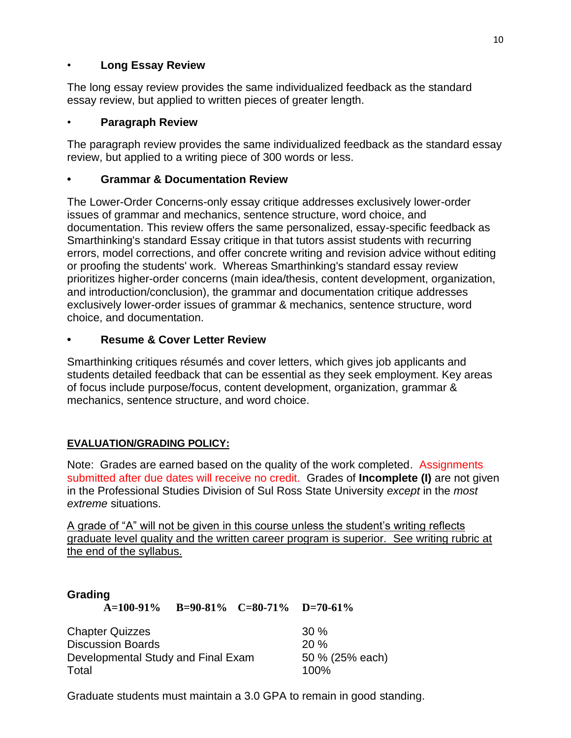- **Long Essay Review**

The long essay review provides the same individualized feedback as the standard essay review, but applied to written pieces of greater length.

- **Paragraph Review**

The paragraph review provides the same individualized feedback as the standard essay review, but applied to a writing piece of 300 words or less.

- **Grammar & Documentation Review**

The Lower-Order Concerns-only essay critique addresses exclusively lower-order issues of grammar and mechanics, sentence structure, word choice, and documentation. This review offers the same personalized, essay-specific feedback as Smarthinking's standard Essay critique in that tutors assist students with recurring errors, model corrections, and offer concrete writing and revision advice without editing or proofing the students' work. Whereas Smarthinking's standard essay review prioritizes higher-order concerns (main idea/thesis, content development, organization, and introduction/conclusion), the grammar and documentation critique addresses exclusively lower-order issues of grammar & mechanics, sentence structure, word choice, and documentation.

- **Resume & Cover Letter Review**

Smarthinking critiques résumés and cover letters, which gives job applicants and students detailed feedback that can be essential as they seek employment. Key areas of focus include purpose/focus, content development, organization, grammar & mechanics, sentence structure, and word choice.

## EVALUATION/GRADING POLICY:

Note: Grades are earned based on the quality of the work completed. Assignments submitted after due dates will receive no credit. Grades of **Incomplete (I)** are not given in the Professional Studies Division of Sul Ross State University *except* in the *most extreme* situations.

A grade of "A" will not be given in this course unless the student's writing reflects graduate level quality and the written career program is superior. See writing rubric at the end of the syllabus.

**Grading**

**A=100-91%  B=90-81%  C=80-71%  D=70-61%**

| | |
|---|---|
| Chapter Quizzes | 30 % |
| Discussion Boards | 20 % |
| Developmental Study and Final Exam | 50 % (25% each) |
| Total | 100% |

Graduate students must maintain a 3.0 GPA to remain in good standing.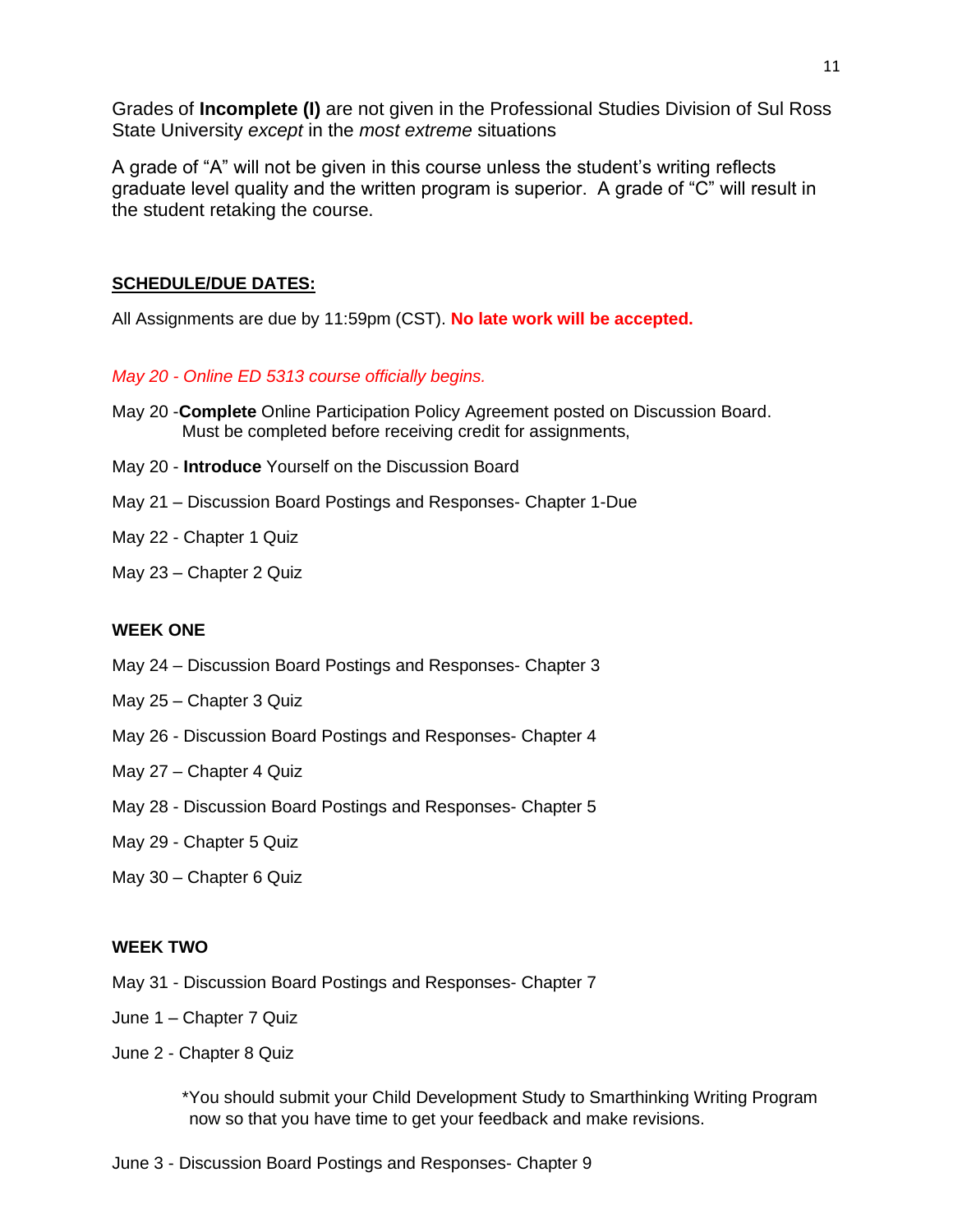Grades of **Incomplete (I)** are not given in the Professional Studies Division of Sul Ross State University *except* in the *most extreme* situations

A grade of "A" will not be given in this course unless the student's writing reflects graduate level quality and the written program is superior. A grade of "C" will result in the student retaking the course.

**SCHEDULE/DUE DATES:**

All Assignments are due by 11:59pm (CST). **No late work will be accepted.**

*May 20 - Online ED 5313 course officially begins.*

May 20 -**Complete** Online Participation Policy Agreement posted on Discussion Board. Must be completed before receiving credit for assignments,

May 20 - **Introduce** Yourself on the Discussion Board

May 21 – Discussion Board Postings and Responses- Chapter 1-Due

May 22 - Chapter 1 Quiz

May 23 – Chapter 2 Quiz

**WEEK ONE**

May 24 – Discussion Board Postings and Responses- Chapter 3

May 25 – Chapter 3 Quiz

May 26 - Discussion Board Postings and Responses- Chapter 4

May 27 – Chapter 4 Quiz

May 28 - Discussion Board Postings and Responses- Chapter 5

May 29 - Chapter 5 Quiz

May 30 – Chapter 6 Quiz

**WEEK TWO**

May 31 - Discussion Board Postings and Responses- Chapter 7

June 1 – Chapter 7 Quiz

June 2 - Chapter 8 Quiz

*You should submit your Child Development Study to Smarthinking Writing Program now so that you have time to get your feedback and make revisions.

June 3 - Discussion Board Postings and Responses- Chapter 9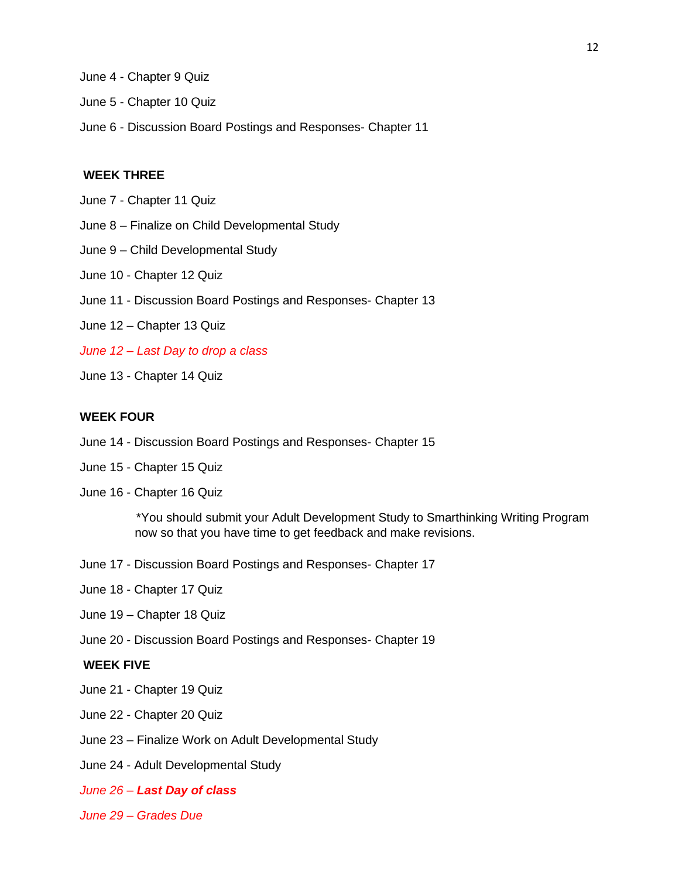June 4 - Chapter 9 Quiz

June 5 - Chapter 10 Quiz

June 6 - Discussion Board Postings and Responses- Chapter 11

**WEEK THREE**

June 7 - Chapter 11 Quiz

June 8 – Finalize on Child Developmental Study

June 9 – Child Developmental Study

June 10 - Chapter 12 Quiz

June 11 - Discussion Board Postings and Responses- Chapter 13

June 12 – Chapter 13 Quiz

*June 12 – Last Day to drop a class*

June 13 - Chapter 14 Quiz

**WEEK FOUR**

June 14 - Discussion Board Postings and Responses- Chapter 15

June 15 - Chapter 15 Quiz

June 16 - Chapter 16 Quiz

> *You should submit your Adult Development Study to Smarthinking Writing Program now so that you have time to get feedback and make revisions.

June 17 - Discussion Board Postings and Responses- Chapter 17

June 18 - Chapter 17 Quiz

June 19 – Chapter 18 Quiz

June 20 - Discussion Board Postings and Responses- Chapter 19

**WEEK FIVE**

June 21 - Chapter 19 Quiz

June 22 - Chapter 20 Quiz

June 23 – Finalize Work on Adult Developmental Study

June 24 - Adult Developmental Study

*June 26 – **Last Day of class***

*June 29 – Grades Due*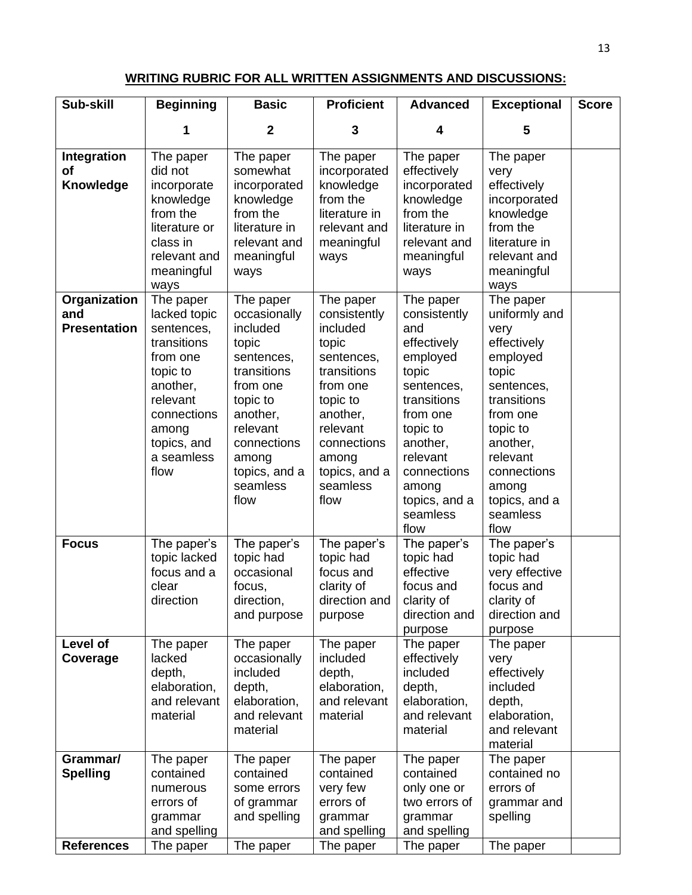**WRITING RUBRIC FOR ALL WRITTEN ASSIGNMENTS AND DISCUSSIONS:**

| Sub-skill | Beginning 1 | Basic 2 | Proficient 3 | Advanced 4 | Exceptional 5 | Score |
|---|---|---|---|---|---|---|
| **Integration of Knowledge** | The paper did not incorporate knowledge from the literature or class in relevant and meaningful ways | The paper somewhat incorporated knowledge from the literature in relevant and meaningful ways | The paper incorporated knowledge from the literature in relevant and meaningful ways | The paper effectively incorporated knowledge from the literature in relevant and meaningful ways | The paper very effectively incorporated knowledge from the literature in relevant and meaningful ways | |
| **Organization and Presentation** | The paper lacked topic sentences, transitions from one topic to another, relevant connections among topics, and a seamless flow | The paper occasionally included topic sentences, transitions from one topic to another, relevant connections among topics, and a seamless flow | The paper consistently included topic sentences, transitions from one topic to another, relevant connections among topics, and a seamless flow | The paper consistently and effectively employed topic sentences, transitions from one topic to another, relevant connections among topics, and a seamless flow | The paper uniformly and very effectively employed topic sentences, transitions from one topic to another, relevant connections among topics, and a seamless flow | |
| **Focus** | The paper's topic lacked focus and a clear direction | The paper's topic had occasional focus, direction, and purpose | The paper's topic had focus and clarity of direction and purpose | The paper's topic had effective focus and clarity of direction and purpose | The paper's topic had very effective focus and clarity of direction and purpose | |
| **Level of Coverage** | The paper lacked depth, elaboration, and relevant material | The paper occasionally included depth, elaboration, and relevant material | The paper included depth, elaboration, and relevant material | The paper effectively included depth, elaboration, and relevant material | The paper very effectively included depth, elaboration, and relevant material | |
| **Grammar/ Spelling** | The paper contained numerous errors of grammar and spelling | The paper contained some errors of grammar and spelling | The paper contained very few errors of grammar and spelling | The paper contained only one or two errors of grammar and spelling | The paper contained no errors of grammar and spelling | |
| **References** | The paper | The paper | The paper | The paper | The paper | |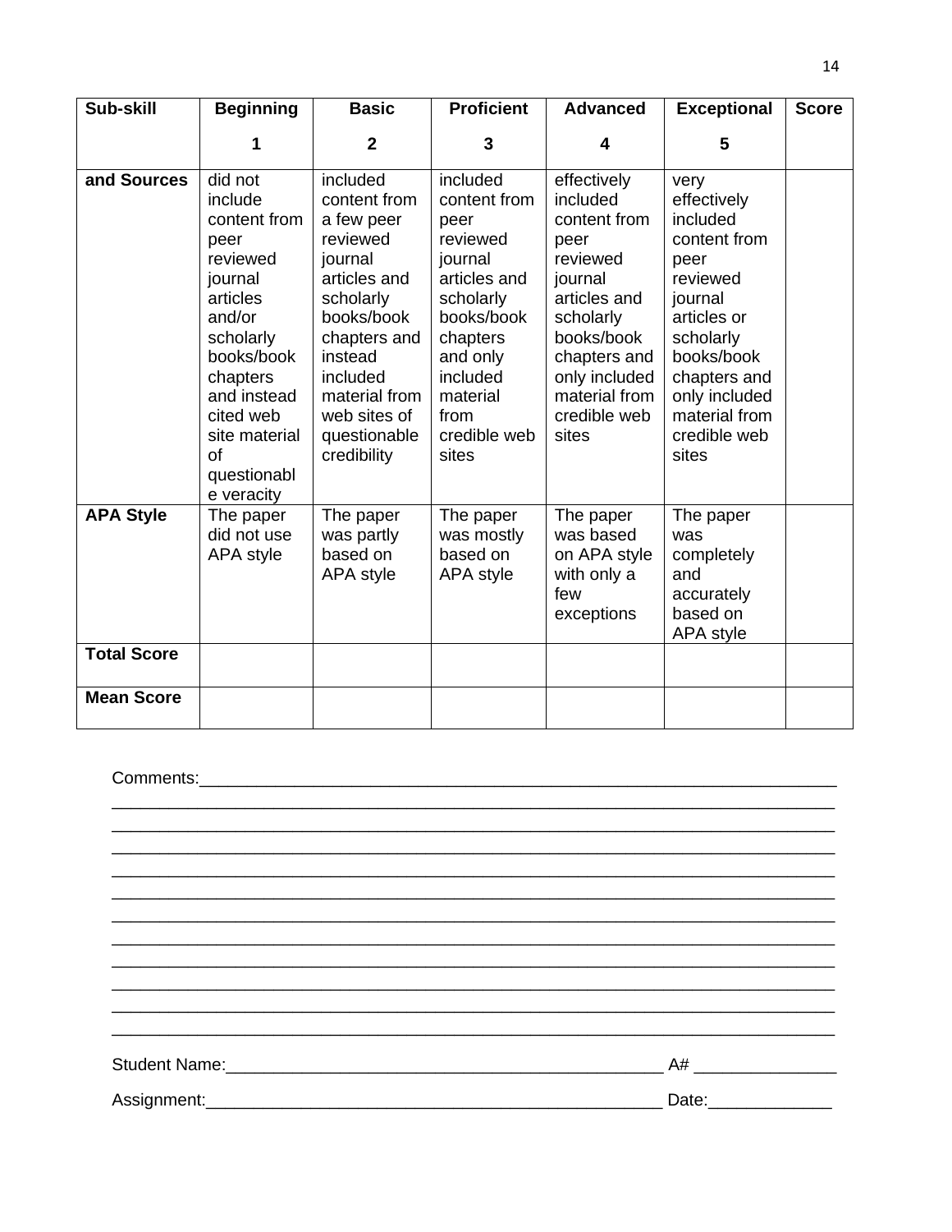| Sub-skill | Beginning<br>1 | Basic<br>2 | Proficient<br>3 | Advanced<br>4 | Exceptional<br>5 | Score |
|---|---|---|---|---|---|---|
| **and Sources** | did not include content from peer reviewed journal articles and/or scholarly books/book chapters and instead cited web site material of questionable veracity | included content from a few peer reviewed journal articles and scholarly books/book chapters and instead included material from web sites of questionable credibility | included content from peer reviewed journal articles and scholarly books/book chapters and only included material from credible web sites | effectively included content from peer reviewed journal articles and scholarly books/book chapters and only included material from credible web sites | very effectively included content from peer reviewed journal articles or scholarly books/book chapters and only included material from credible web sites | |
| **APA Style** | The paper did not use APA style | The paper was partly based on APA style | The paper was mostly based on APA style | The paper was based on APA style with only a few exceptions | The paper was completely and accurately based on APA style | |
| **Total Score** | | | | | | |
| **Mean Score** | | | | | | |

Comments:______________________________________________________________________
_____________________________________________________________________________
_____________________________________________________________________________
_____________________________________________________________________________
_____________________________________________________________________________
_____________________________________________________________________________
_____________________________________________________________________________
_____________________________________________________________________________
_____________________________________________________________________________
_____________________________________________________________________________
_____________________________________________________________________________
_____________________________________________________________________________

Student Name:_______________________________________________ A# ______________

Assignment:_________________________________________________ Date:____________